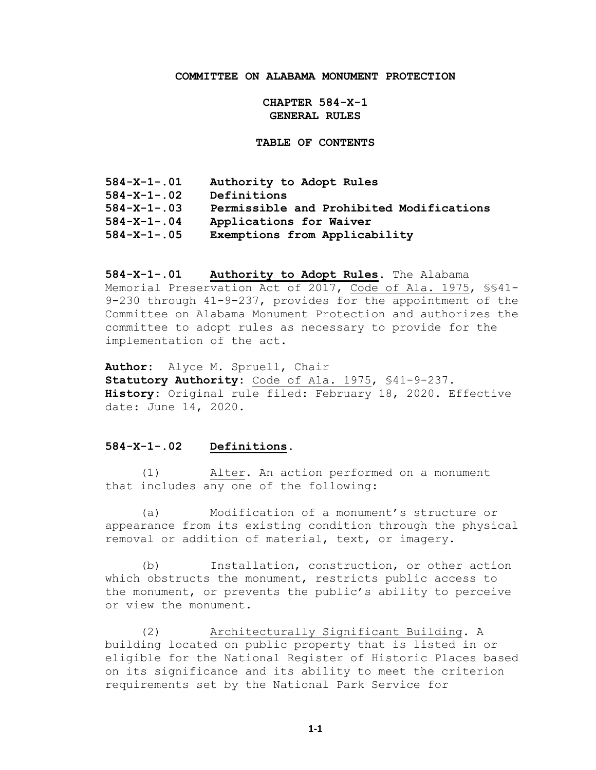**COMMITTEE ON ALABAMA MONUMENT PROTECTION**

**CHAPTER 584-X-1**
**GENERAL RULES**

**TABLE OF CONTENTS**

| | |
|---|---|
| **584-X-1-.01** | **Authority to Adopt Rules** |
| **584-X-1-.02** | **Definitions** |
| **584-X-1-.03** | **Permissible and Prohibited Modifications** |
| **584-X-1-.04** | **Applications for Waiver** |
| **584-X-1-.05** | **Exemptions from Applicability** |

**584-X-1-.01 Authority to Adopt Rules.** The Alabama Memorial Preservation Act of 2017, Code of Ala. 1975, §§41-9-230 through 41-9-237, provides for the appointment of the Committee on Alabama Monument Protection and authorizes the committee to adopt rules as necessary to provide for the implementation of the act.

**Author:** Alyce M. Spruell, Chair
**Statutory Authority:** Code of Ala. 1975, §41-9-237.
**History:** Original rule filed: February 18, 2020. Effective date: June 14, 2020.

**584-X-1-.02 Definitions.**

(1) Alter. An action performed on a monument that includes any one of the following:

(a) Modification of a monument's structure or appearance from its existing condition through the physical removal or addition of material, text, or imagery.

(b) Installation, construction, or other action which obstructs the monument, restricts public access to the monument, or prevents the public's ability to perceive or view the monument.

(2) Architecturally Significant Building. A building located on public property that is listed in or eligible for the National Register of Historic Places based on its significance and its ability to meet the criterion requirements set by the National Park Service for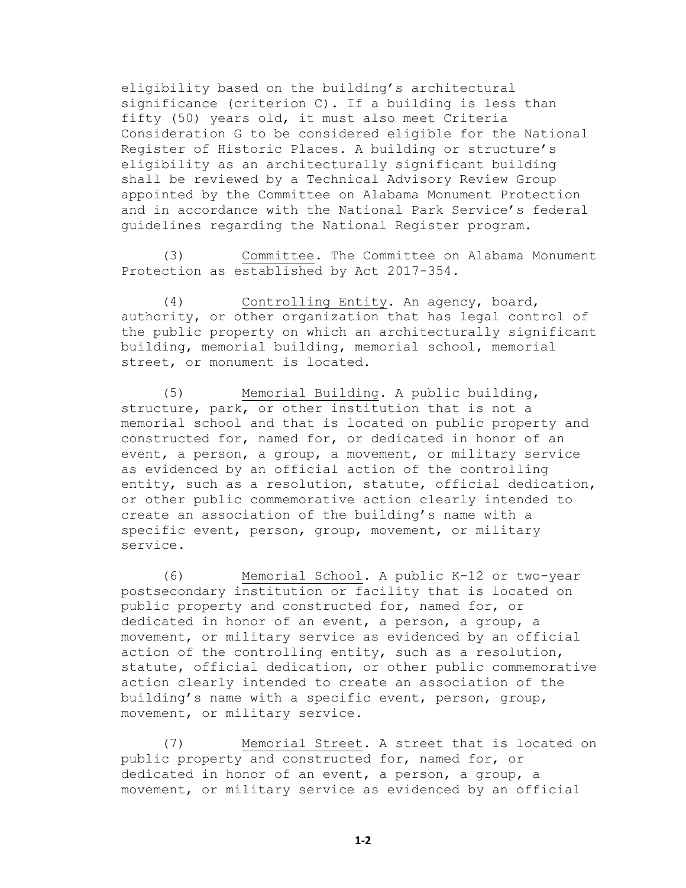eligibility based on the building's architectural significance (criterion C). If a building is less than fifty (50) years old, it must also meet Criteria Consideration G to be considered eligible for the National Register of Historic Places. A building or structure's eligibility as an architecturally significant building shall be reviewed by a Technical Advisory Review Group appointed by the Committee on Alabama Monument Protection and in accordance with the National Park Service's federal guidelines regarding the National Register program.

(3) Committee. The Committee on Alabama Monument Protection as established by Act 2017-354.

(4) Controlling Entity. An agency, board, authority, or other organization that has legal control of the public property on which an architecturally significant building, memorial building, memorial school, memorial street, or monument is located.

(5) Memorial Building. A public building, structure, park, or other institution that is not a memorial school and that is located on public property and constructed for, named for, or dedicated in honor of an event, a person, a group, a movement, or military service as evidenced by an official action of the controlling entity, such as a resolution, statute, official dedication, or other public commemorative action clearly intended to create an association of the building's name with a specific event, person, group, movement, or military service.

(6) Memorial School. A public K-12 or two-year postsecondary institution or facility that is located on public property and constructed for, named for, or dedicated in honor of an event, a person, a group, a movement, or military service as evidenced by an official action of the controlling entity, such as a resolution, statute, official dedication, or other public commemorative action clearly intended to create an association of the building's name with a specific event, person, group, movement, or military service.

(7) Memorial Street. A street that is located on public property and constructed for, named for, or dedicated in honor of an event, a person, a group, a movement, or military service as evidenced by an official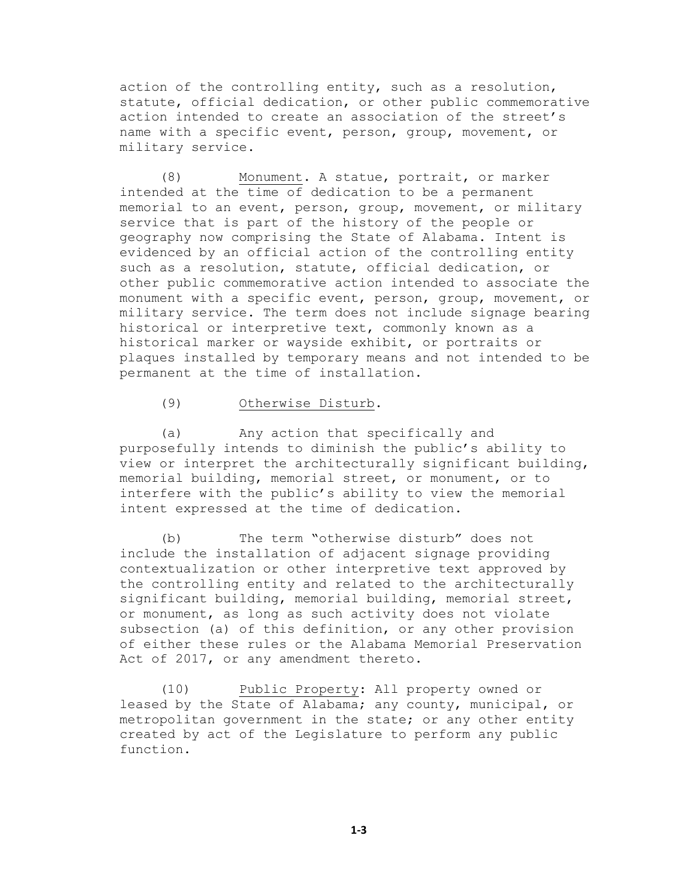action of the controlling entity, such as a resolution, statute, official dedication, or other public commemorative action intended to create an association of the street's name with a specific event, person, group, movement, or military service.

(8) Monument. A statue, portrait, or marker intended at the time of dedication to be a permanent memorial to an event, person, group, movement, or military service that is part of the history of the people or geography now comprising the State of Alabama. Intent is evidenced by an official action of the controlling entity such as a resolution, statute, official dedication, or other public commemorative action intended to associate the monument with a specific event, person, group, movement, or military service. The term does not include signage bearing historical or interpretive text, commonly known as a historical marker or wayside exhibit, or portraits or plaques installed by temporary means and not intended to be permanent at the time of installation.

(9) Otherwise Disturb.

(a) Any action that specifically and purposefully intends to diminish the public's ability to view or interpret the architecturally significant building, memorial building, memorial street, or monument, or to interfere with the public's ability to view the memorial intent expressed at the time of dedication.

(b) The term "otherwise disturb" does not include the installation of adjacent signage providing contextualization or other interpretive text approved by the controlling entity and related to the architecturally significant building, memorial building, memorial street, or monument, as long as such activity does not violate subsection (a) of this definition, or any other provision of either these rules or the Alabama Memorial Preservation Act of 2017, or any amendment thereto.

(10) Public Property: All property owned or leased by the State of Alabama; any county, municipal, or metropolitan government in the state; or any other entity created by act of the Legislature to perform any public function.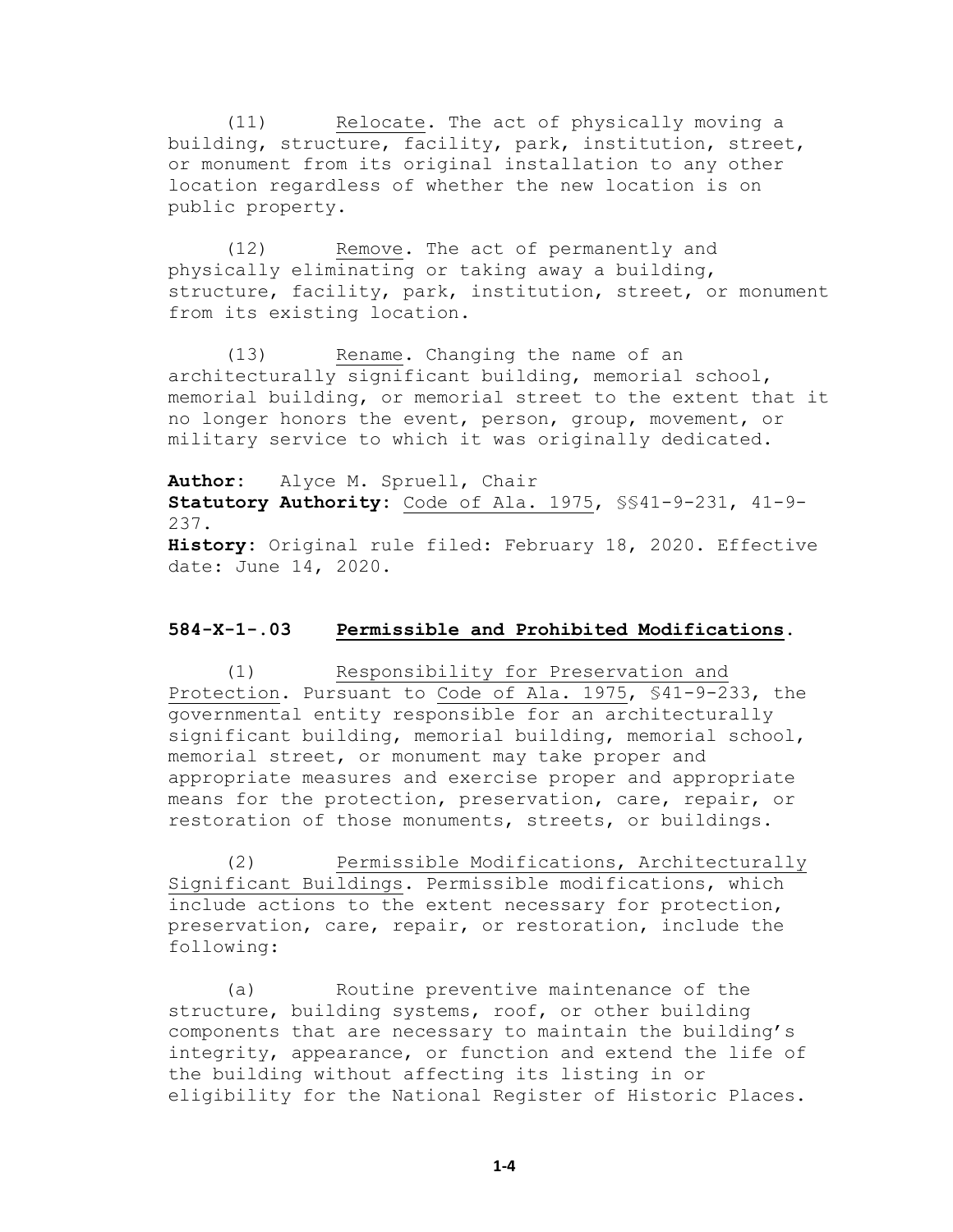(11) Relocate. The act of physically moving a building, structure, facility, park, institution, street, or monument from its original installation to any other location regardless of whether the new location is on public property.

(12) Remove. The act of permanently and physically eliminating or taking away a building, structure, facility, park, institution, street, or monument from its existing location.

(13) Rename. Changing the name of an architecturally significant building, memorial school, memorial building, or memorial street to the extent that it no longer honors the event, person, group, movement, or military service to which it was originally dedicated.

**Author:** Alyce M. Spruell, Chair
**Statutory Authority:** Code of Ala. 1975, §§41-9-231, 41-9-237.
**History:** Original rule filed: February 18, 2020. Effective date: June 14, 2020.

### 584-X-1-.03 Permissible and Prohibited Modifications.

(1) Responsibility for Preservation and Protection. Pursuant to Code of Ala. 1975, §41-9-233, the governmental entity responsible for an architecturally significant building, memorial building, memorial school, memorial street, or monument may take proper and appropriate measures and exercise proper and appropriate means for the protection, preservation, care, repair, or restoration of those monuments, streets, or buildings.

(2) Permissible Modifications, Architecturally Significant Buildings. Permissible modifications, which include actions to the extent necessary for protection, preservation, care, repair, or restoration, include the following:

(a) Routine preventive maintenance of the structure, building systems, roof, or other building components that are necessary to maintain the building's integrity, appearance, or function and extend the life of the building without affecting its listing in or eligibility for the National Register of Historic Places.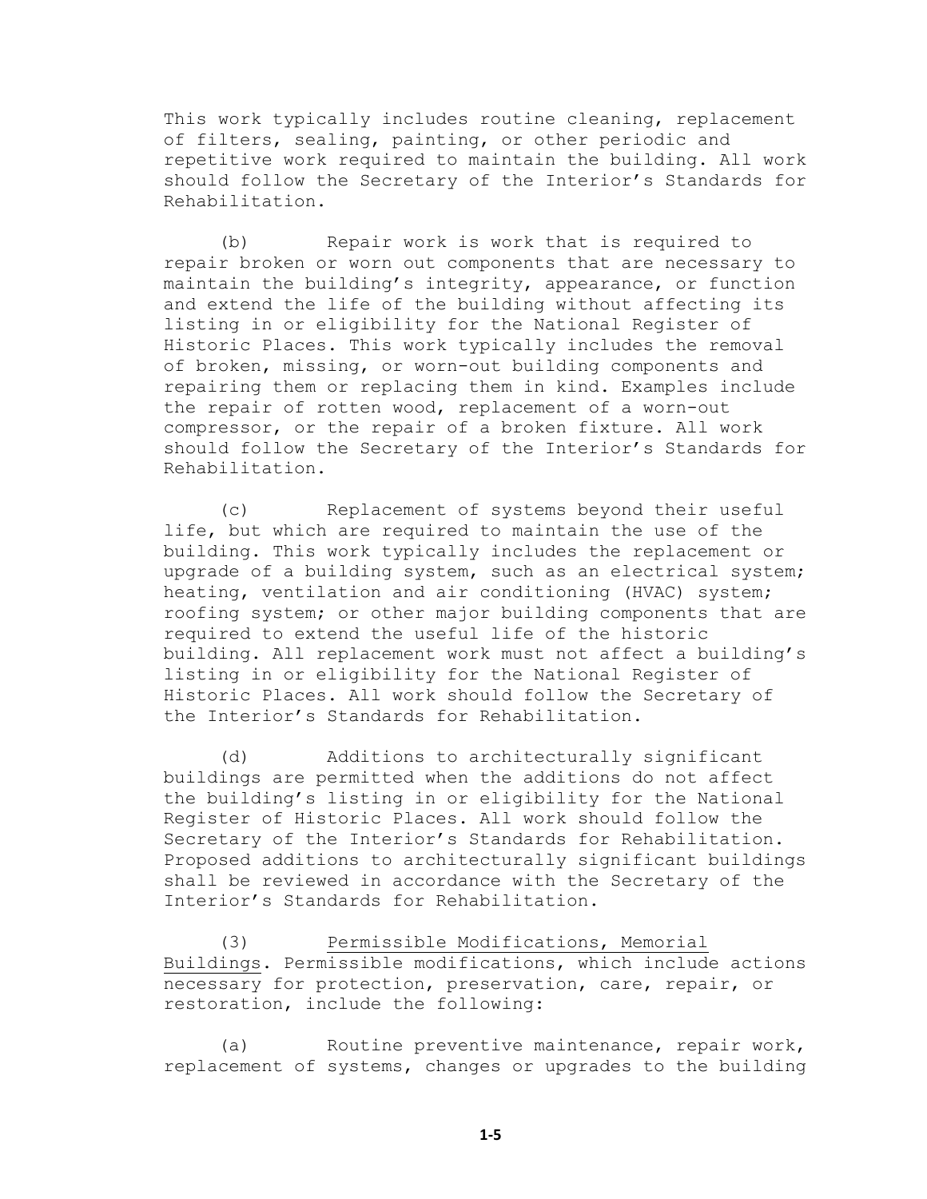This work typically includes routine cleaning, replacement of filters, sealing, painting, or other periodic and repetitive work required to maintain the building. All work should follow the Secretary of the Interior's Standards for Rehabilitation.

(b) Repair work is work that is required to repair broken or worn out components that are necessary to maintain the building's integrity, appearance, or function and extend the life of the building without affecting its listing in or eligibility for the National Register of Historic Places. This work typically includes the removal of broken, missing, or worn-out building components and repairing them or replacing them in kind. Examples include the repair of rotten wood, replacement of a worn-out compressor, or the repair of a broken fixture. All work should follow the Secretary of the Interior's Standards for Rehabilitation.

(c) Replacement of systems beyond their useful life, but which are required to maintain the use of the building. This work typically includes the replacement or upgrade of a building system, such as an electrical system; heating, ventilation and air conditioning (HVAC) system; roofing system; or other major building components that are required to extend the useful life of the historic building. All replacement work must not affect a building's listing in or eligibility for the National Register of Historic Places. All work should follow the Secretary of the Interior's Standards for Rehabilitation.

(d) Additions to architecturally significant buildings are permitted when the additions do not affect the building's listing in or eligibility for the National Register of Historic Places. All work should follow the Secretary of the Interior's Standards for Rehabilitation. Proposed additions to architecturally significant buildings shall be reviewed in accordance with the Secretary of the Interior's Standards for Rehabilitation.

(3) <u>Permissible Modifications, Memorial Buildings</u>. Permissible modifications, which include actions necessary for protection, preservation, care, repair, or restoration, include the following:

(a) Routine preventive maintenance, repair work, replacement of systems, changes or upgrades to the building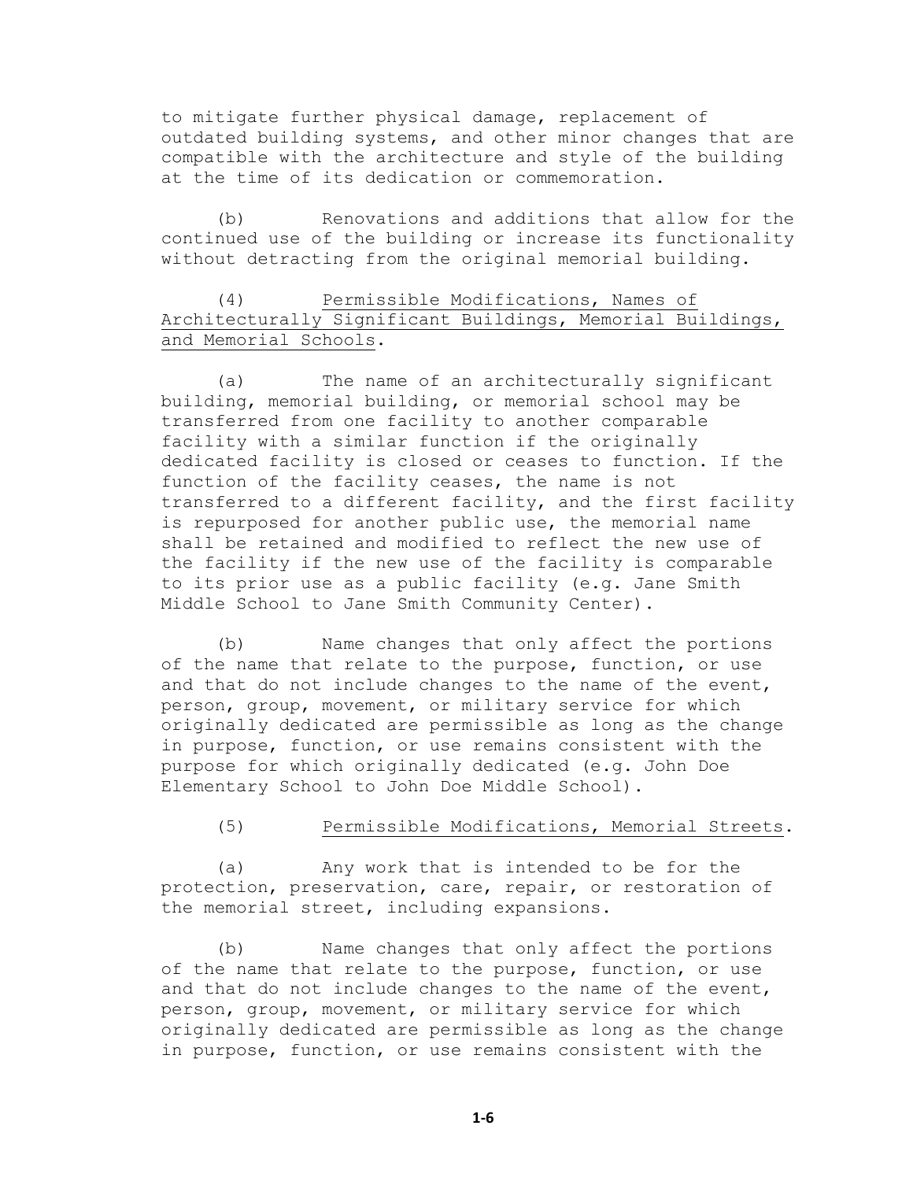to mitigate further physical damage, replacement of outdated building systems, and other minor changes that are compatible with the architecture and style of the building at the time of its dedication or commemoration.

(b) Renovations and additions that allow for the continued use of the building or increase its functionality without detracting from the original memorial building.

(4) Permissible Modifications, Names of Architecturally Significant Buildings, Memorial Buildings, and Memorial Schools.

(a) The name of an architecturally significant building, memorial building, or memorial school may be transferred from one facility to another comparable facility with a similar function if the originally dedicated facility is closed or ceases to function. If the function of the facility ceases, the name is not transferred to a different facility, and the first facility is repurposed for another public use, the memorial name shall be retained and modified to reflect the new use of the facility if the new use of the facility is comparable to its prior use as a public facility (e.g. Jane Smith Middle School to Jane Smith Community Center).

(b) Name changes that only affect the portions of the name that relate to the purpose, function, or use and that do not include changes to the name of the event, person, group, movement, or military service for which originally dedicated are permissible as long as the change in purpose, function, or use remains consistent with the purpose for which originally dedicated (e.g. John Doe Elementary School to John Doe Middle School).

(5) Permissible Modifications, Memorial Streets.

(a) Any work that is intended to be for the protection, preservation, care, repair, or restoration of the memorial street, including expansions.

(b) Name changes that only affect the portions of the name that relate to the purpose, function, or use and that do not include changes to the name of the event, person, group, movement, or military service for which originally dedicated are permissible as long as the change in purpose, function, or use remains consistent with the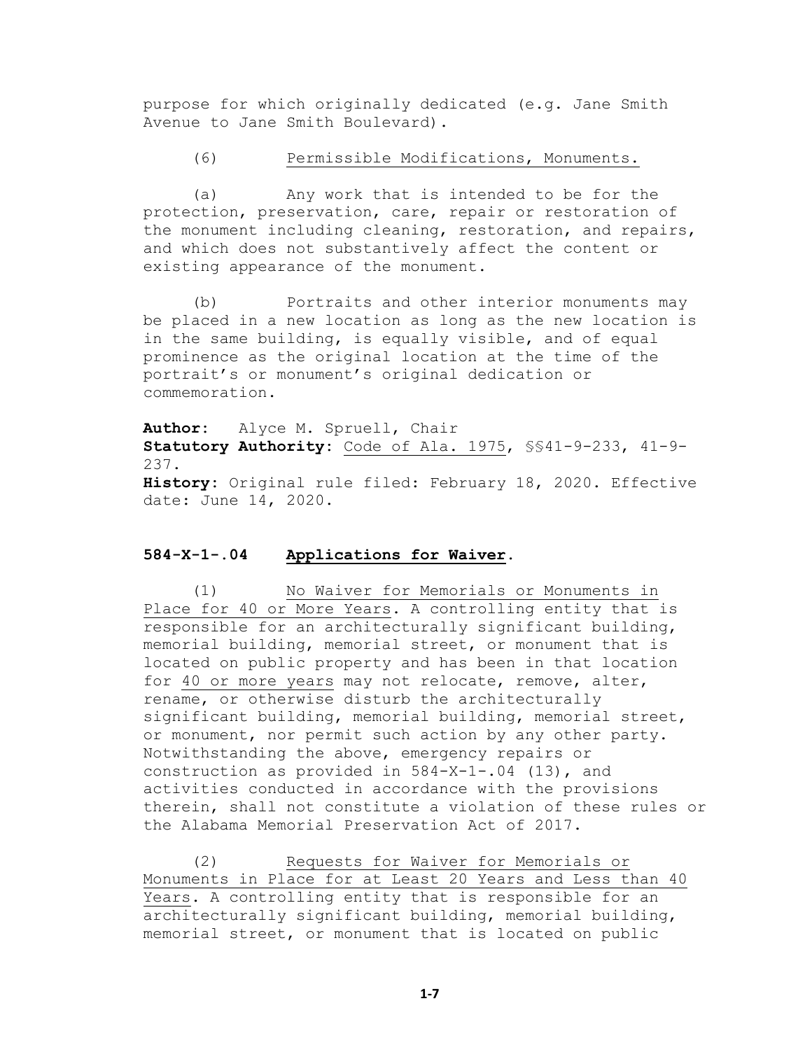purpose for which originally dedicated (e.g. Jane Smith Avenue to Jane Smith Boulevard).

(6) Permissible Modifications, Monuments.

(a) Any work that is intended to be for the protection, preservation, care, repair or restoration of the monument including cleaning, restoration, and repairs, and which does not substantively affect the content or existing appearance of the monument.

(b) Portraits and other interior monuments may be placed in a new location as long as the new location is in the same building, is equally visible, and of equal prominence as the original location at the time of the portrait's or monument's original dedication or commemoration.

**Author:** Alyce M. Spruell, Chair
**Statutory Authority:** Code of Ala. 1975, §§41-9-233, 41-9-237.
**History:** Original rule filed: February 18, 2020. Effective date: June 14, 2020.

### 584-X-1-.04 Applications for Waiver.

(1) No Waiver for Memorials or Monuments in Place for 40 or More Years. A controlling entity that is responsible for an architecturally significant building, memorial building, memorial street, or monument that is located on public property and has been in that location for 40 or more years may not relocate, remove, alter, rename, or otherwise disturb the architecturally significant building, memorial building, memorial street, or monument, nor permit such action by any other party. Notwithstanding the above, emergency repairs or construction as provided in 584-X-1-.04 (13), and activities conducted in accordance with the provisions therein, shall not constitute a violation of these rules or the Alabama Memorial Preservation Act of 2017.

(2) Requests for Waiver for Memorials or Monuments in Place for at Least 20 Years and Less than 40 Years. A controlling entity that is responsible for an architecturally significant building, memorial building, memorial street, or monument that is located on public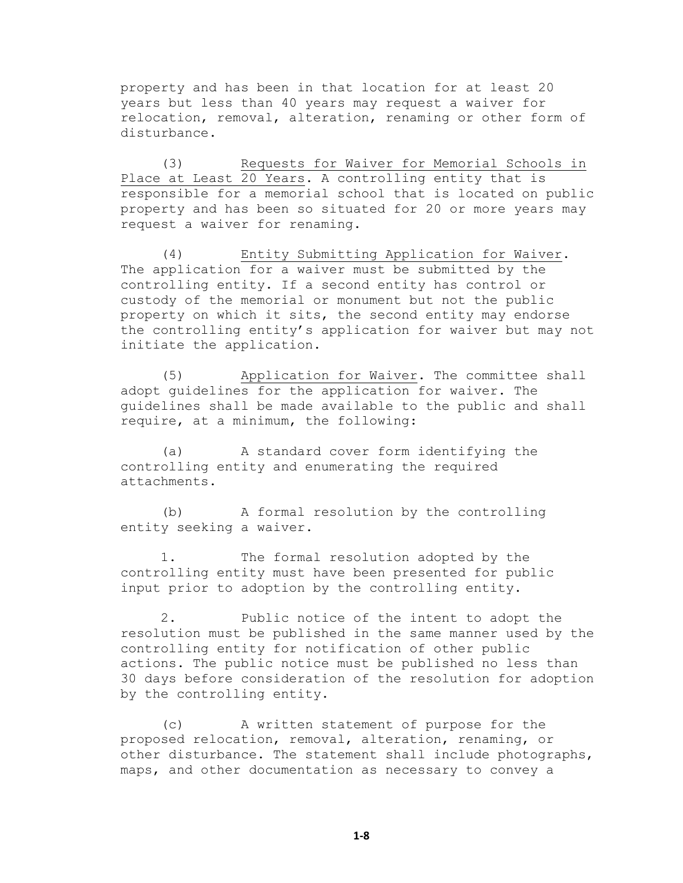property and has been in that location for at least 20 years but less than 40 years may request a waiver for relocation, removal, alteration, renaming or other form of disturbance.

(3) <u>Requests for Waiver for Memorial Schools in Place at Least 20 Years</u>. A controlling entity that is responsible for a memorial school that is located on public property and has been so situated for 20 or more years may request a waiver for renaming.

(4) <u>Entity Submitting Application for Waiver</u>. The application for a waiver must be submitted by the controlling entity. If a second entity has control or custody of the memorial or monument but not the public property on which it sits, the second entity may endorse the controlling entity's application for waiver but may not initiate the application.

(5) <u>Application for Waiver</u>. The committee shall adopt guidelines for the application for waiver. The guidelines shall be made available to the public and shall require, at a minimum, the following:

(a) A standard cover form identifying the controlling entity and enumerating the required attachments.

(b) A formal resolution by the controlling entity seeking a waiver.

1. The formal resolution adopted by the controlling entity must have been presented for public input prior to adoption by the controlling entity.

2. Public notice of the intent to adopt the resolution must be published in the same manner used by the controlling entity for notification of other public actions. The public notice must be published no less than 30 days before consideration of the resolution for adoption by the controlling entity.

(c) A written statement of purpose for the proposed relocation, removal, alteration, renaming, or other disturbance. The statement shall include photographs, maps, and other documentation as necessary to convey a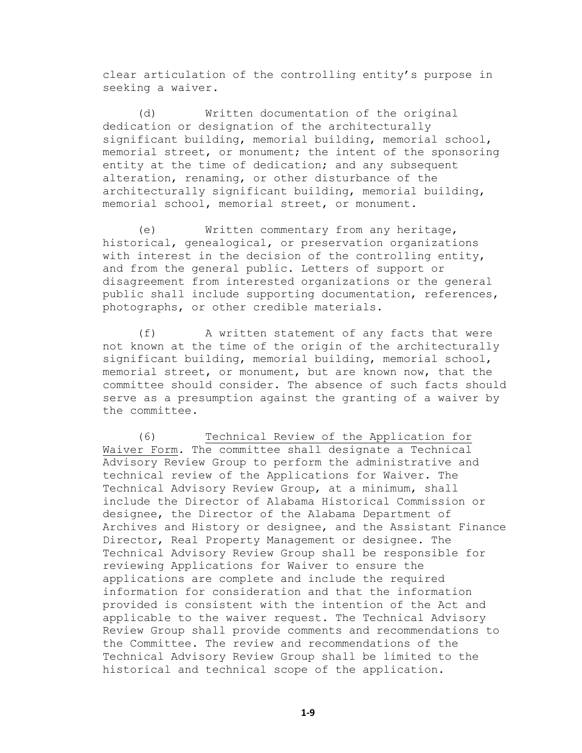clear articulation of the controlling entity's purpose in seeking a waiver.

(d) Written documentation of the original dedication or designation of the architecturally significant building, memorial building, memorial school, memorial street, or monument; the intent of the sponsoring entity at the time of dedication; and any subsequent alteration, renaming, or other disturbance of the architecturally significant building, memorial building, memorial school, memorial street, or monument.

(e) Written commentary from any heritage, historical, genealogical, or preservation organizations with interest in the decision of the controlling entity, and from the general public. Letters of support or disagreement from interested organizations or the general public shall include supporting documentation, references, photographs, or other credible materials.

(f) A written statement of any facts that were not known at the time of the origin of the architecturally significant building, memorial building, memorial school, memorial street, or monument, but are known now, that the committee should consider. The absence of such facts should serve as a presumption against the granting of a waiver by the committee.

(6) <u>Technical Review of the Application for Waiver Form</u>. The committee shall designate a Technical Advisory Review Group to perform the administrative and technical review of the Applications for Waiver. The Technical Advisory Review Group, at a minimum, shall include the Director of Alabama Historical Commission or designee, the Director of the Alabama Department of Archives and History or designee, and the Assistant Finance Director, Real Property Management or designee. The Technical Advisory Review Group shall be responsible for reviewing Applications for Waiver to ensure the applications are complete and include the required information for consideration and that the information provided is consistent with the intention of the Act and applicable to the waiver request. The Technical Advisory Review Group shall provide comments and recommendations to the Committee. The review and recommendations of the Technical Advisory Review Group shall be limited to the historical and technical scope of the application.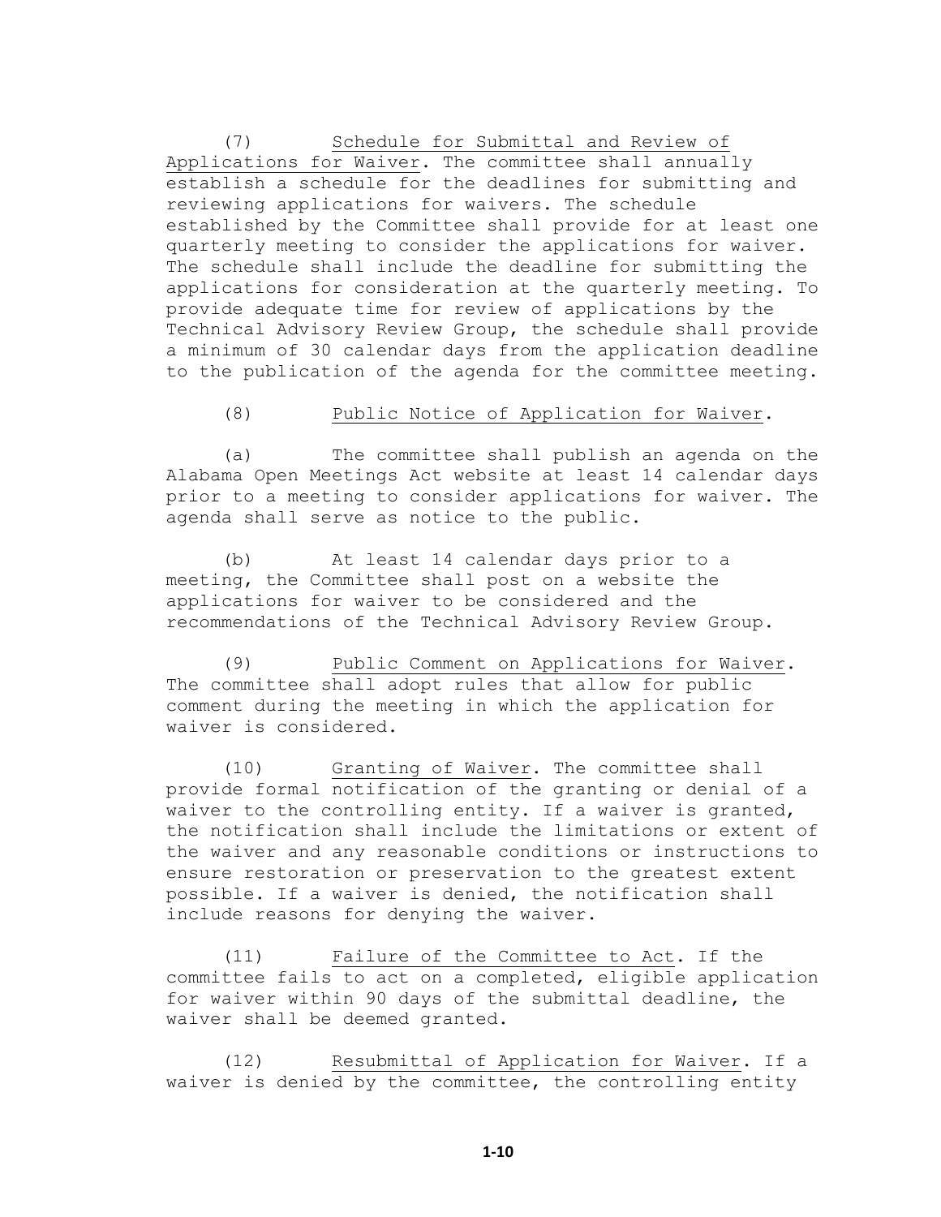(7) Schedule for Submittal and Review of Applications for Waiver. The committee shall annually establish a schedule for the deadlines for submitting and reviewing applications for waivers. The schedule established by the Committee shall provide for at least one quarterly meeting to consider the applications for waiver. The schedule shall include the deadline for submitting the applications for consideration at the quarterly meeting. To provide adequate time for review of applications by the Technical Advisory Review Group, the schedule shall provide a minimum of 30 calendar days from the application deadline to the publication of the agenda for the committee meeting.

(8) Public Notice of Application for Waiver.

(a) The committee shall publish an agenda on the Alabama Open Meetings Act website at least 14 calendar days prior to a meeting to consider applications for waiver. The agenda shall serve as notice to the public.

(b) At least 14 calendar days prior to a meeting, the Committee shall post on a website the applications for waiver to be considered and the recommendations of the Technical Advisory Review Group.

(9) Public Comment on Applications for Waiver. The committee shall adopt rules that allow for public comment during the meeting in which the application for waiver is considered.

(10) Granting of Waiver. The committee shall provide formal notification of the granting or denial of a waiver to the controlling entity. If a waiver is granted, the notification shall include the limitations or extent of the waiver and any reasonable conditions or instructions to ensure restoration or preservation to the greatest extent possible. If a waiver is denied, the notification shall include reasons for denying the waiver.

(11) Failure of the Committee to Act. If the committee fails to act on a completed, eligible application for waiver within 90 days of the submittal deadline, the waiver shall be deemed granted.

(12) Resubmittal of Application for Waiver. If a waiver is denied by the committee, the controlling entity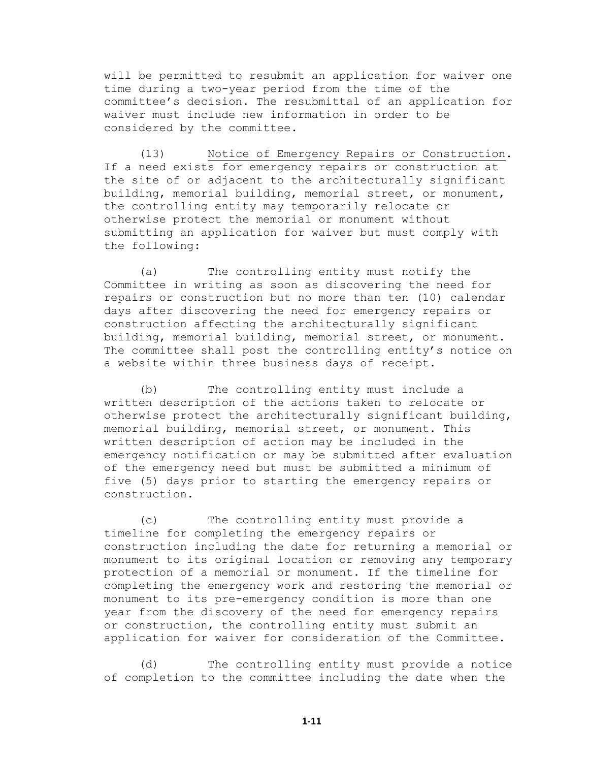will be permitted to resubmit an application for waiver one time during a two-year period from the time of the committee's decision. The resubmittal of an application for waiver must include new information in order to be considered by the committee.

(13) Notice of Emergency Repairs or Construction. If a need exists for emergency repairs or construction at the site of or adjacent to the architecturally significant building, memorial building, memorial street, or monument, the controlling entity may temporarily relocate or otherwise protect the memorial or monument without submitting an application for waiver but must comply with the following:

(a) The controlling entity must notify the Committee in writing as soon as discovering the need for repairs or construction but no more than ten (10) calendar days after discovering the need for emergency repairs or construction affecting the architecturally significant building, memorial building, memorial street, or monument. The committee shall post the controlling entity's notice on a website within three business days of receipt.

(b) The controlling entity must include a written description of the actions taken to relocate or otherwise protect the architecturally significant building, memorial building, memorial street, or monument. This written description of action may be included in the emergency notification or may be submitted after evaluation of the emergency need but must be submitted a minimum of five (5) days prior to starting the emergency repairs or construction.

(c) The controlling entity must provide a timeline for completing the emergency repairs or construction including the date for returning a memorial or monument to its original location or removing any temporary protection of a memorial or monument. If the timeline for completing the emergency work and restoring the memorial or monument to its pre-emergency condition is more than one year from the discovery of the need for emergency repairs or construction, the controlling entity must submit an application for waiver for consideration of the Committee.

(d) The controlling entity must provide a notice of completion to the committee including the date when the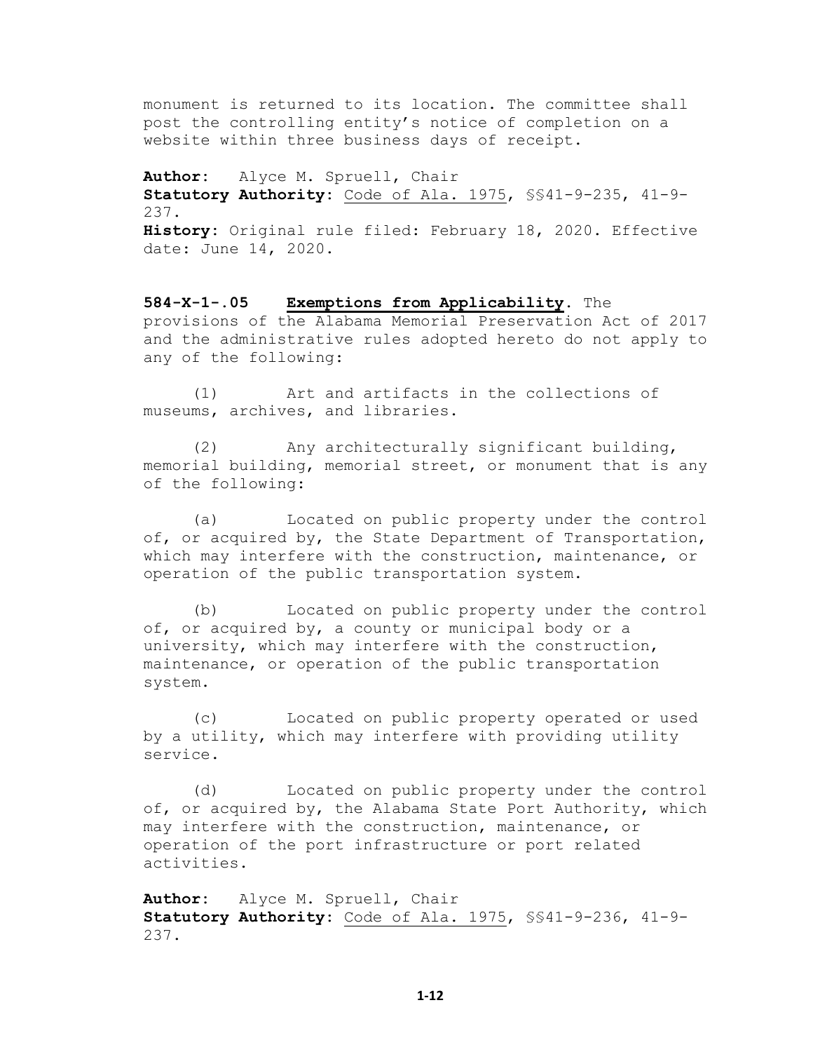monument is returned to its location. The committee shall post the controlling entity's notice of completion on a website within three business days of receipt.

**Author:** Alyce M. Spruell, Chair
**Statutory Authority**: Code of Ala. 1975, §§41-9-235, 41-9-237.
**History**: Original rule filed: February 18, 2020. Effective date: June 14, 2020.

**584-X-1-.05 Exemptions from Applicability.** The provisions of the Alabama Memorial Preservation Act of 2017 and the administrative rules adopted hereto do not apply to any of the following:

(1) Art and artifacts in the collections of museums, archives, and libraries.

(2) Any architecturally significant building, memorial building, memorial street, or monument that is any of the following:

(a) Located on public property under the control of, or acquired by, the State Department of Transportation, which may interfere with the construction, maintenance, or operation of the public transportation system.

(b) Located on public property under the control of, or acquired by, a county or municipal body or a university, which may interfere with the construction, maintenance, or operation of the public transportation system.

(c) Located on public property operated or used by a utility, which may interfere with providing utility service.

(d) Located on public property under the control of, or acquired by, the Alabama State Port Authority, which may interfere with the construction, maintenance, or operation of the port infrastructure or port related activities.

**Author:** Alyce M. Spruell, Chair
**Statutory Authority**: Code of Ala. 1975, §§41-9-236, 41-9-237.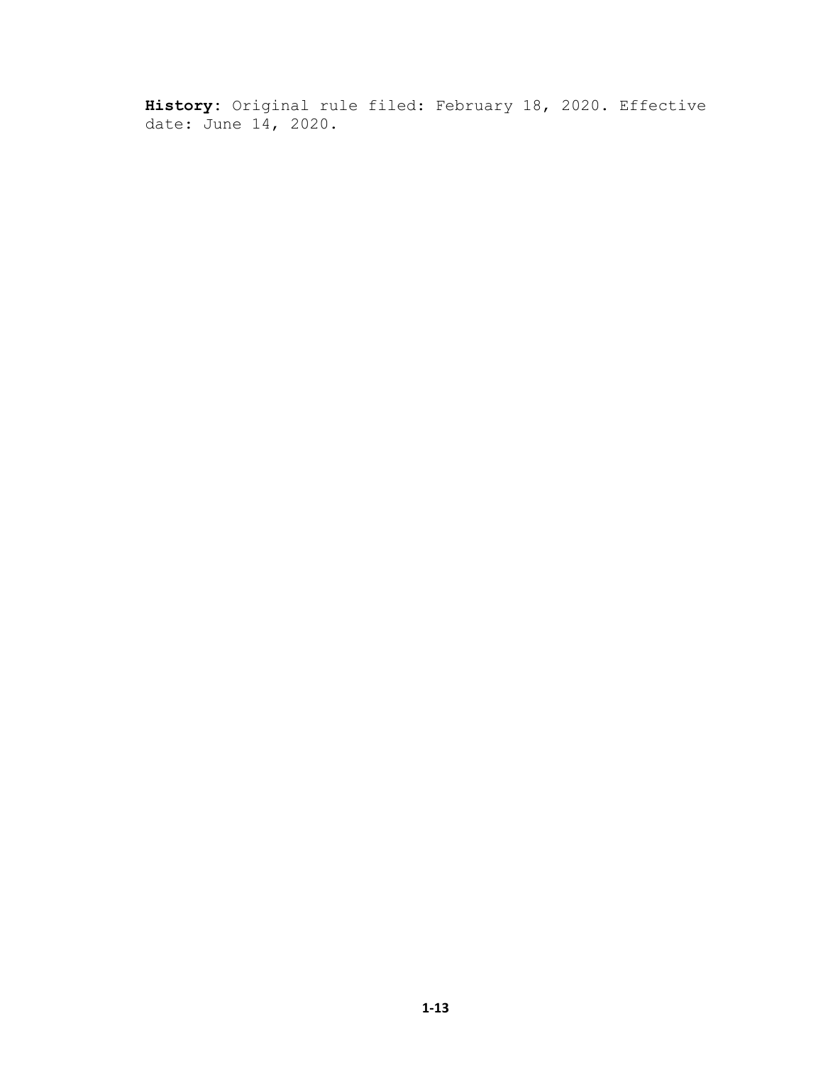**History**: Original rule filed: February 18, 2020. Effective date: June 14, 2020.